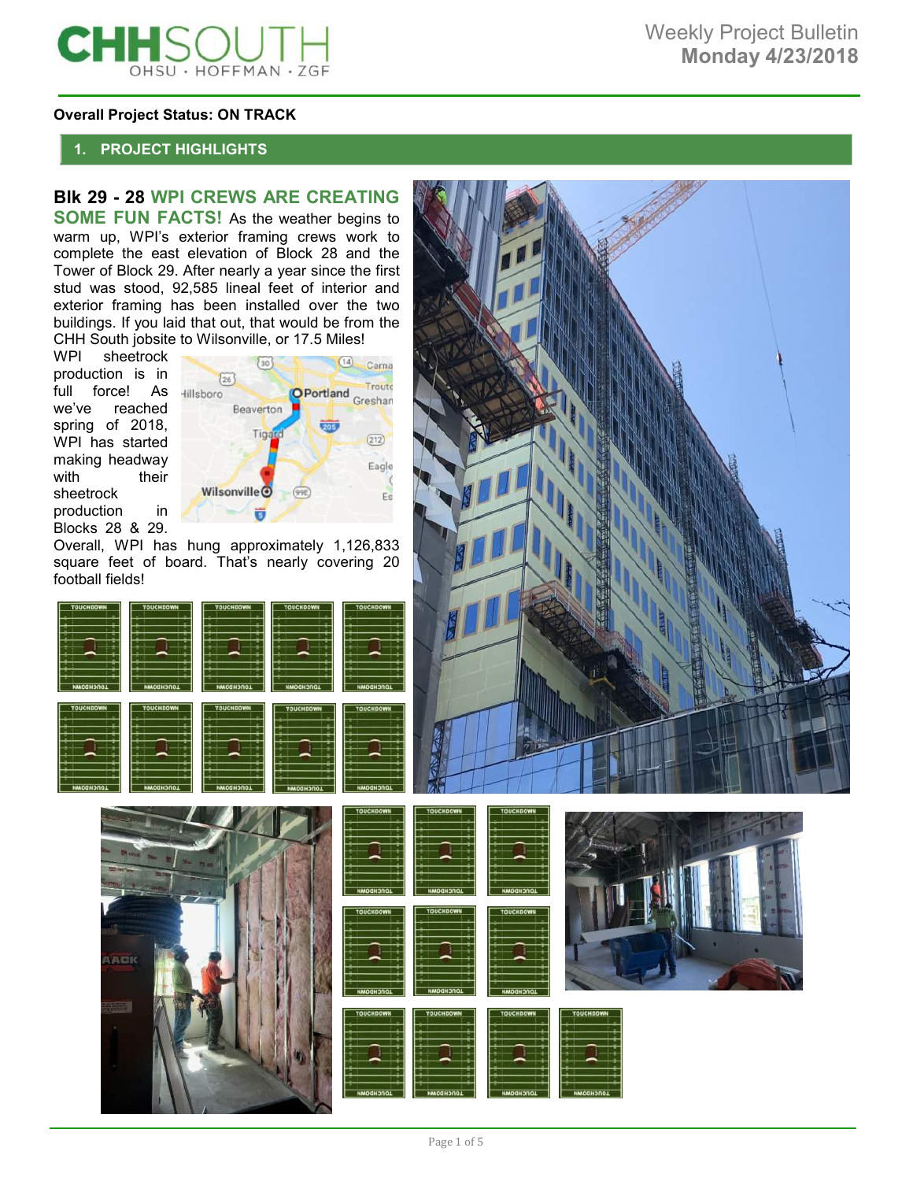# CHH SOUTH

OHSU · HOFFMAN · ZGF

Weekly Project Bulletin
**Monday 4/23/2018**

**Overall Project Status: ON TRACK**

## 1. PROJECT HIGHLIGHTS

**Blk 29 - 28 WPI CREWS ARE CREATING SOME FUN FACTS!** As the weather begins to warm up, WPI's exterior framing crews work to complete the east elevation of Block 28 and the Tower of Block 29. After nearly a year since the first stud was stood, 92,585 lineal feet of interior and exterior framing has been installed over the two buildings. If you laid that out, that would be from the CHH South jobsite to Wilsonville, or 17.5 Miles!

WPI sheetrock production is in full force! As we've reached spring of 2018, WPI has started making headway with their sheetrock production in Blocks 28 & 29. Overall, WPI has hung approximately 1,126,833 square feet of board. That's nearly covering 20 football fields!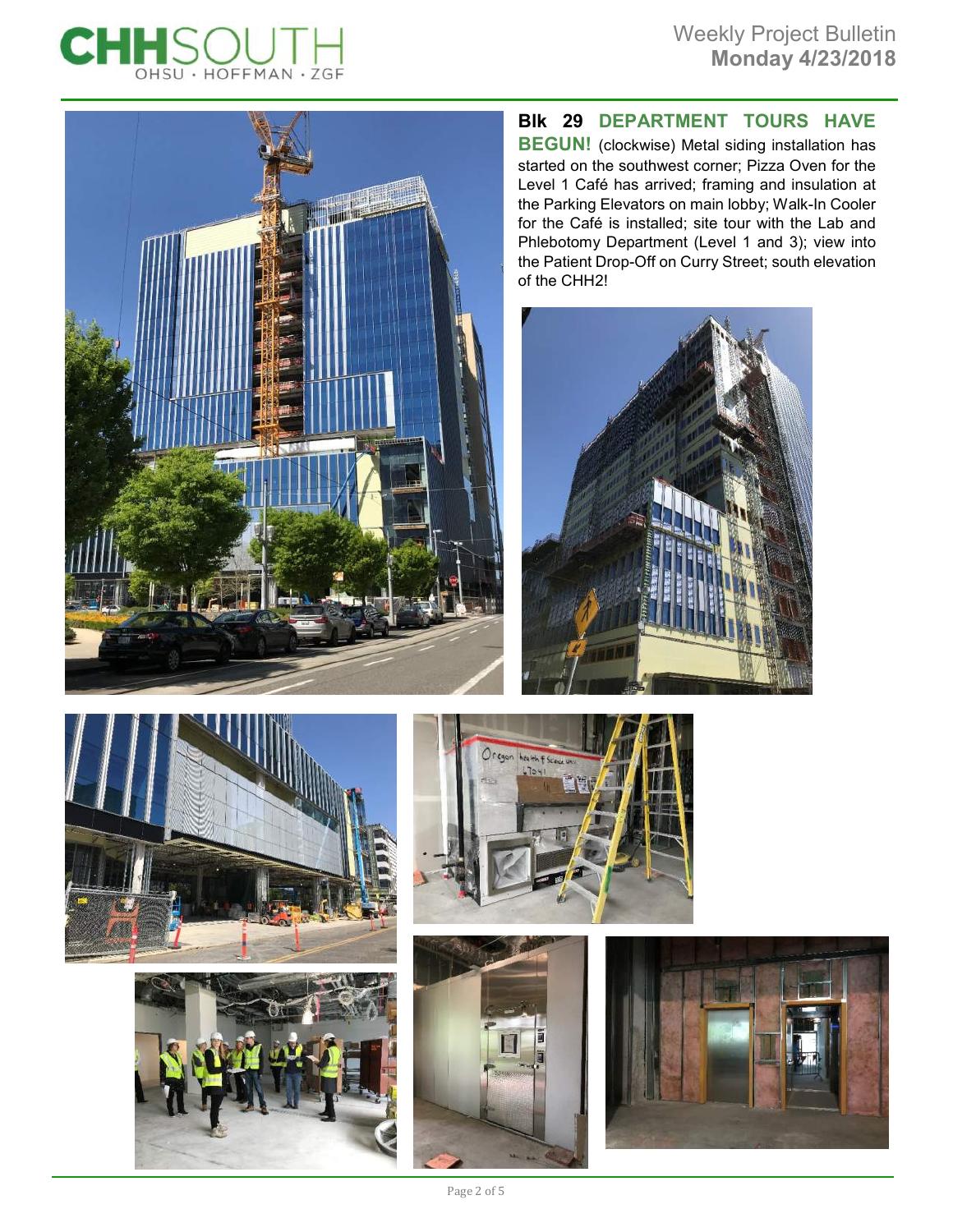**Blk 29 DEPARTMENT TOURS HAVE BEGUN!** (clockwise) Metal siding installation has started on the southwest corner; Pizza Oven for the Level 1 Café has arrived; framing and insulation at the Parking Elevators on main lobby; Walk-In Cooler for the Café is installed; site tour with the Lab and Phlebotomy Department (Level 1 and 3); view into the Patient Drop-Off on Curry Street; south elevation of the CHH2!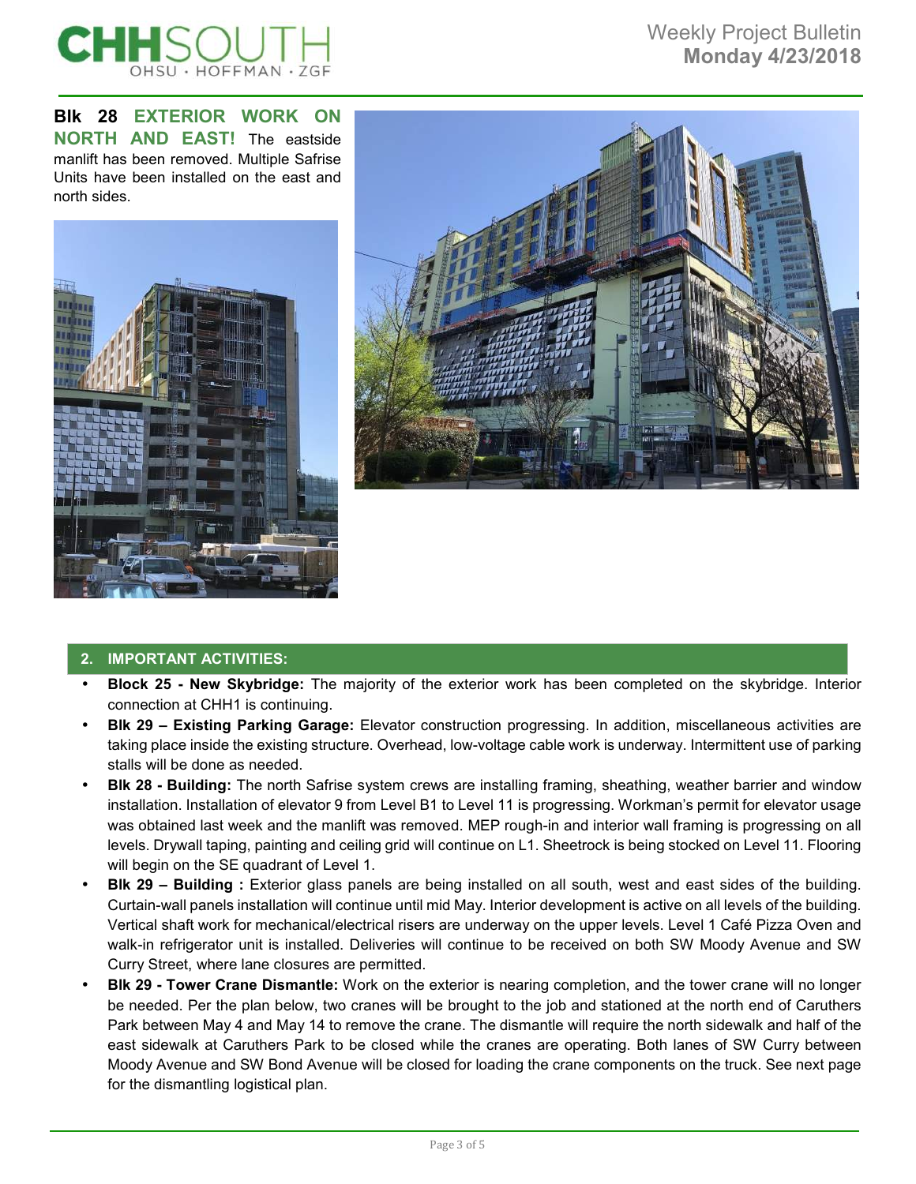**Blk 28 EXTERIOR WORK ON NORTH AND EAST!** The eastside manlift has been removed. Multiple Safrise Units have been installed on the east and north sides.

## 2. IMPORTANT ACTIVITIES:

- **Block 25 - New Skybridge:** The majority of the exterior work has been completed on the skybridge. Interior connection at CHH1 is continuing.
- **Blk 29 – Existing Parking Garage:** Elevator construction progressing. In addition, miscellaneous activities are taking place inside the existing structure. Overhead, low-voltage cable work is underway. Intermittent use of parking stalls will be done as needed.
- **Blk 28 - Building:** The north Safrise system crews are installing framing, sheathing, weather barrier and window installation. Installation of elevator 9 from Level B1 to Level 11 is progressing. Workman's permit for elevator usage was obtained last week and the manlift was removed. MEP rough-in and interior wall framing is progressing on all levels. Drywall taping, painting and ceiling grid will continue on L1. Sheetrock is being stocked on Level 11. Flooring will begin on the SE quadrant of Level 1.
- **Blk 29 – Building :** Exterior glass panels are being installed on all south, west and east sides of the building. Curtain-wall panels installation will continue until mid May. Interior development is active on all levels of the building. Vertical shaft work for mechanical/electrical risers are underway on the upper levels. Level 1 Café Pizza Oven and walk-in refrigerator unit is installed. Deliveries will continue to be received on both SW Moody Avenue and SW Curry Street, where lane closures are permitted.
- **Blk 29 - Tower Crane Dismantle:** Work on the exterior is nearing completion, and the tower crane will no longer be needed. Per the plan below, two cranes will be brought to the job and stationed at the north end of Caruthers Park between May 4 and May 14 to remove the crane. The dismantle will require the north sidewalk and half of the east sidewalk at Caruthers Park to be closed while the cranes are operating. Both lanes of SW Curry between Moody Avenue and SW Bond Avenue will be closed for loading the crane components on the truck. See next page for the dismantling logistical plan.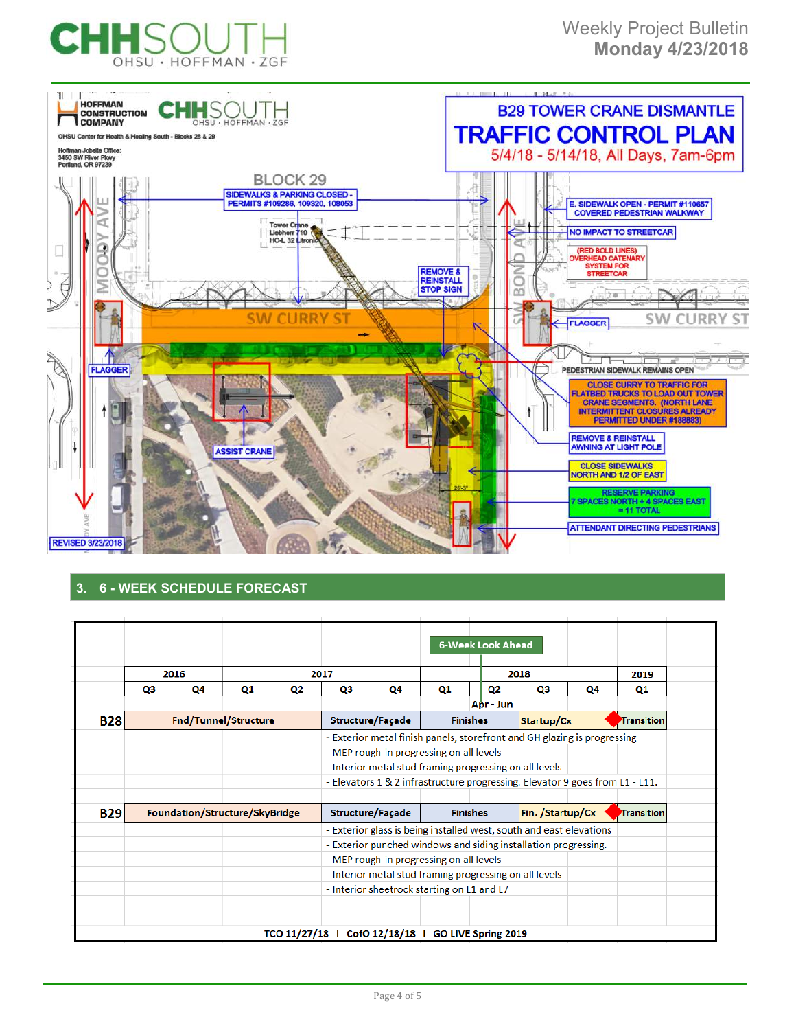# B29 TOWER CRANE DISMANTLE

## TRAFFIC CONTROL PLAN

5/4/18 - 5/14/18, All Days, 7am-6pm

HOFFMAN CONSTRUCTION COMPANY — CHHSOUTH OHSU · HOFFMAN · ZGF

OHSU Center for Health & Healing South - Blocks 28 & 29

Hoffman Jobsite Office:
3450 SW River Pkwy
Portland, OR 97239

BLOCK 29

SIDEWALKS & PARKING CLOSED - PERMITS #109286, 109320, 108053

Tower Crane Liebherr 710 HC-L 32 Litronic

REMOVE & REINSTALL STOP SIGN

E. SIDEWALK OPEN - PERMIT #110657 COVERED PEDESTRIAN WALKWAY

NO IMPACT TO STREETCAR

(RED BOLD LINES) OVERHEAD CATENARY SYSTEM FOR STREETCAR

SW MOODY AVE

SW BOND AVE

SW CURRY ST

FLAGGER

FLAGGER

PEDESTRIAN SIDEWALK REMAINS OPEN

CLOSE CURRY TO TRAFFIC FOR FLATBED TRUCKS TO LOAD OUT TOWER CRANE SEGMENTS. (NORTH LANE INTERMITTENT CLOSURES ALREADY PERMITTED UNDER #188883)

ASSIST CRANE

REMOVE & REINSTALL AWNING AT LIGHT POLE

CLOSE SIDEWALKS NORTH AND 1/2 OF EAST

RESERVE PARKING 7 SPACES NORTH + 4 SPACES EAST = 11 TOTAL

ATTENDANT DIRECTING PEDESTRIANS

REVISED 3/23/2018

## 3. 6 - WEEK SCHEDULE FORECAST

6-Week Look Ahead

| | 2016 | | 2017 | | | | 2018 | | | | 2019 |
|---|---|---|---|---|---|---|---|---|---|---|---|
| | Q3 | Q4 | Q1 | Q2 | Q3 | Q4 | Q1 | Q2 | Q3 | Q4 | Q1 |
| | | | | | | | | Apr - Jun | | | |
| **B28** | Fnd/Tunnel/Structure | | | | Structure/Façade | | Finishes | | Startup/Cx | | Transition |
| **B29** | Foundation/Structure/SkyBridge | | | | Structure/Façade | | Finishes | | Fin. /Startup/Cx | | Transition |

**B28**
- Exterior metal finish panels, storefront and GH glazing is progressing
- MEP rough-in progressing on all levels
- Interior metal stud framing progressing on all levels
- Elevators 1 & 2 infrastructure progressing. Elevator 9 goes from L1 - L11.

**B29**
- Exterior glass is being installed west, south and east elevations
- Exterior punched windows and siding installation progressing.
- MEP rough-in progressing on all levels
- Interior metal stud framing progressing on all levels
- Interior sheetrock starting on L1 and L7

**TCO 11/27/18 I CofO 12/18/18 I GO LIVE Spring 2019**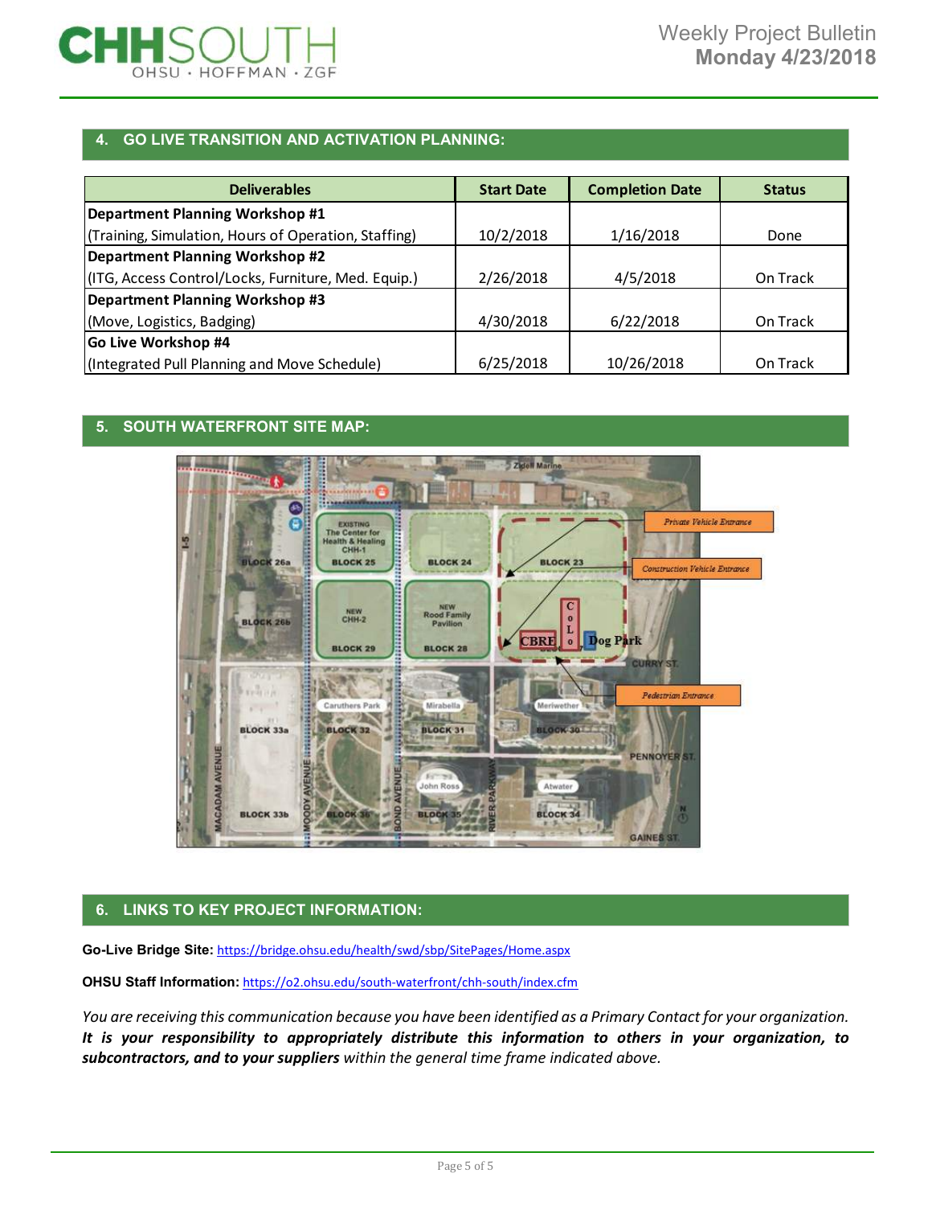## 4. GO LIVE TRANSITION AND ACTIVATION PLANNING:

| Deliverables | Start Date | Completion Date | Status |
|---|---|---|---|
| **Department Planning Workshop #1** (Training, Simulation, Hours of Operation, Staffing) | 10/2/2018 | 1/16/2018 | Done |
| **Department Planning Workshop #2** (ITG, Access Control/Locks, Furniture, Med. Equip.) | 2/26/2018 | 4/5/2018 | On Track |
| **Department Planning Workshop #3** (Move, Logistics, Badging) | 4/30/2018 | 6/22/2018 | On Track |
| **Go Live Workshop #4** (Integrated Pull Planning and Move Schedule) | 6/25/2018 | 10/26/2018 | On Track |

## 5. SOUTH WATERFRONT SITE MAP:

## 6. LINKS TO KEY PROJECT INFORMATION:

**Go-Live Bridge Site:** https://bridge.ohsu.edu/health/swd/sbp/SitePages/Home.aspx

**OHSU Staff Information:** https://o2.ohsu.edu/south-waterfront/chh-south/index.cfm

*You are receiving this communication because you have been identified as a Primary Contact for your organization.* ***It is your responsibility to appropriately distribute this information to others in your organization, to subcontractors, and to your suppliers*** *within the general time frame indicated above.*